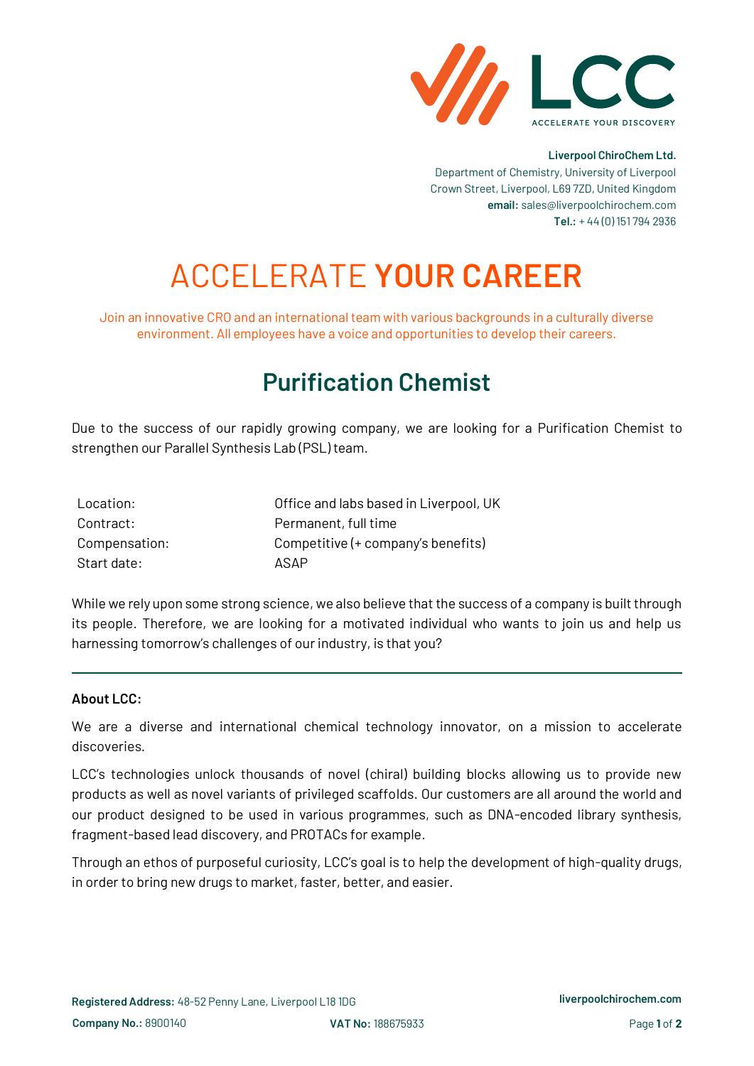**Liverpool ChiroChem Ltd.**
Department of Chemistry, University of Liverpool
Crown Street, Liverpool, L69 7ZD, United Kingdom
**email:** sales@liverpoolchirochem.com
**Tel.:** + 44 (0) 151 794 2936

# ACCELERATE **YOUR CAREER**

Join an innovative CRO and an international team with various backgrounds in a culturally diverse environment. All employees have a voice and opportunities to develop their careers.

## Purification Chemist

Due to the success of our rapidly growing company, we are looking for a Purification Chemist to strengthen our Parallel Synthesis Lab (PSL) team.

| | |
|---|---|
| Location: | Office and labs based in Liverpool, UK |
| Contract: | Permanent, full time |
| Compensation: | Competitive (+ company's benefits) |
| Start date: | ASAP |

While we rely upon some strong science, we also believe that the success of a company is built through its people. Therefore, we are looking for a motivated individual who wants to join us and help us harnessing tomorrow's challenges of our industry, is that you?

---

**About LCC:**

We are a diverse and international chemical technology innovator, on a mission to accelerate discoveries.

LCC's technologies unlock thousands of novel (chiral) building blocks allowing us to provide new products as well as novel variants of privileged scaffolds. Our customers are all around the world and our product designed to be used in various programmes, such as DNA-encoded library synthesis, fragment-based lead discovery, and PROTACs for example.

Through an ethos of purposeful curiosity, LCC's goal is to help the development of high-quality drugs, in order to bring new drugs to market, faster, better, and easier.

**Registered Address:** 48-52 Penny Lane, Liverpool L18 1DG
**Company No.:** 8900140
**VAT No:** 188675933
liverpoolchirochem.com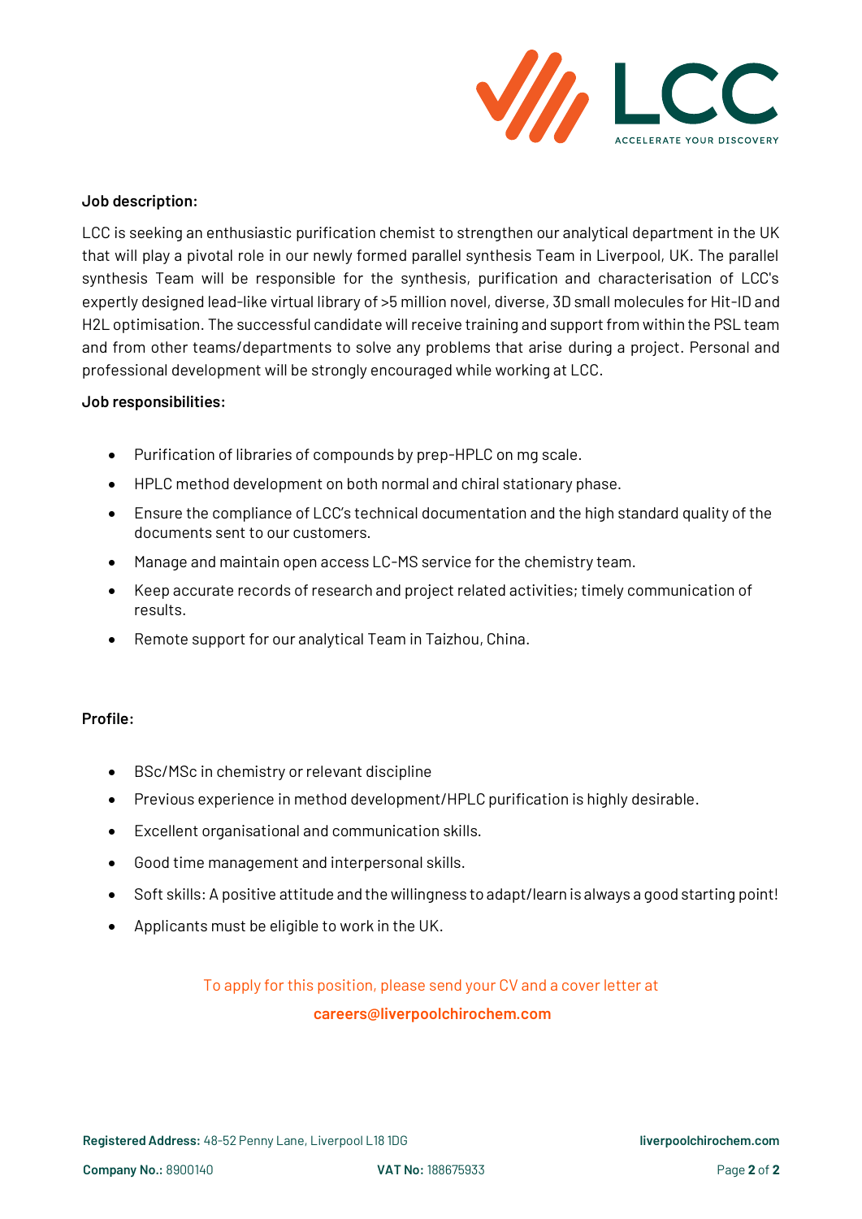**Job description:**

LCC is seeking an enthusiastic purification chemist to strengthen our analytical department in the UK that will play a pivotal role in our newly formed parallel synthesis Team in Liverpool, UK. The parallel synthesis Team will be responsible for the synthesis, purification and characterisation of LCC's expertly designed lead-like virtual library of >5 million novel, diverse, 3D small molecules for Hit-ID and H2L optimisation. The successful candidate will receive training and support from within the PSL team and from other teams/departments to solve any problems that arise during a project. Personal and professional development will be strongly encouraged while working at LCC.

**Job responsibilities:**

- Purification of libraries of compounds by prep-HPLC on mg scale.
- HPLC method development on both normal and chiral stationary phase.
- Ensure the compliance of LCC's technical documentation and the high standard quality of the documents sent to our customers.
- Manage and maintain open access LC-MS service for the chemistry team.
- Keep accurate records of research and project related activities; timely communication of results.
- Remote support for our analytical Team in Taizhou, China.

**Profile:**

- BSc/MSc in chemistry or relevant discipline
- Previous experience in method development/HPLC purification is highly desirable.
- Excellent organisational and communication skills.
- Good time management and interpersonal skills.
- Soft skills: A positive attitude and the willingness to adapt/learn is always a good starting point!
- Applicants must be eligible to work in the UK.

To apply for this position, please send your CV and a cover letter at

**careers@liverpoolchirochem.com**

**Registered Address:** 48-52 Penny Lane, Liverpool L18 1DG

**liverpoolchirochem.com**

**Company No.:** 8900140

**VAT No:** 188675933